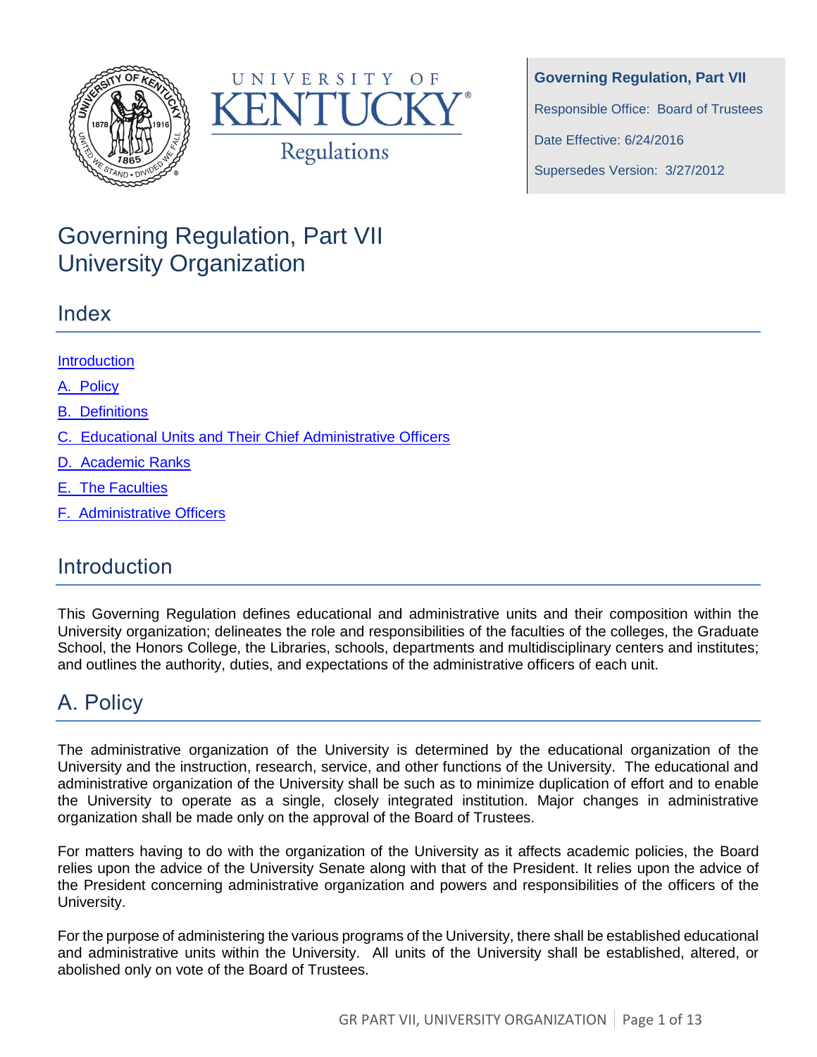**Governing Regulation, Part VII**

Responsible Office: Board of Trustees

Date Effective: 6/24/2016

Supersedes Version: 3/27/2012

# Governing Regulation, Part VII
# University Organization

## Index

Introduction

A. Policy

B. Definitions

C. Educational Units and Their Chief Administrative Officers

D. Academic Ranks

E. The Faculties

F. Administrative Officers

## Introduction

This Governing Regulation defines educational and administrative units and their composition within the University organization; delineates the role and responsibilities of the faculties of the colleges, the Graduate School, the Honors College, the Libraries, schools, departments and multidisciplinary centers and institutes; and outlines the authority, duties, and expectations of the administrative officers of each unit.

## A. Policy

The administrative organization of the University is determined by the educational organization of the University and the instruction, research, service, and other functions of the University. The educational and administrative organization of the University shall be such as to minimize duplication of effort and to enable the University to operate as a single, closely integrated institution. Major changes in administrative organization shall be made only on the approval of the Board of Trustees.

For matters having to do with the organization of the University as it affects academic policies, the Board relies upon the advice of the University Senate along with that of the President. It relies upon the advice of the President concerning administrative organization and powers and responsibilities of the officers of the University.

For the purpose of administering the various programs of the University, there shall be established educational and administrative units within the University. All units of the University shall be established, altered, or abolished only on vote of the Board of Trustees.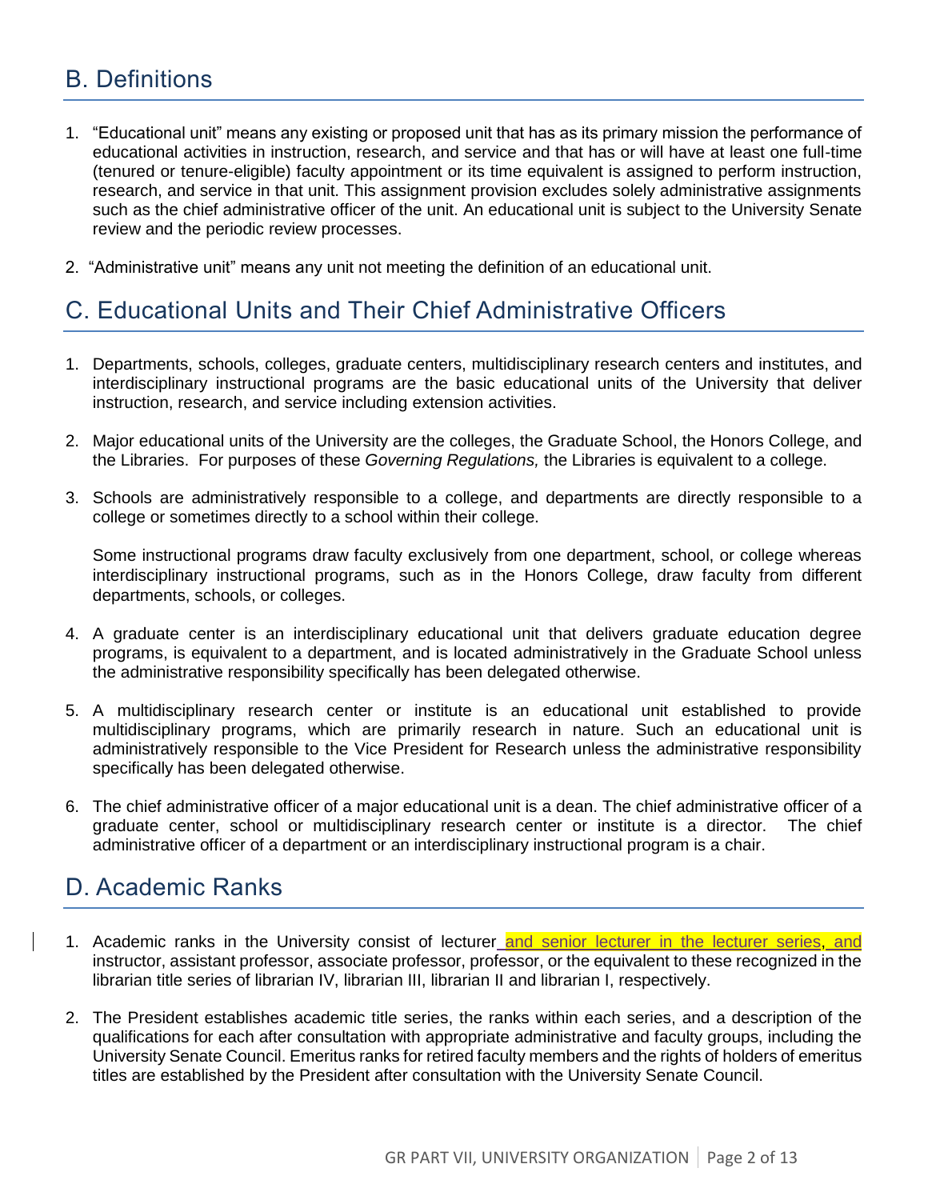## B. Definitions

1. "Educational unit" means any existing or proposed unit that has as its primary mission the performance of educational activities in instruction, research, and service and that has or will have at least one full-time (tenured or tenure-eligible) faculty appointment or its time equivalent is assigned to perform instruction, research, and service in that unit. This assignment provision excludes solely administrative assignments such as the chief administrative officer of the unit. An educational unit is subject to the University Senate review and the periodic review processes.

2. "Administrative unit" means any unit not meeting the definition of an educational unit.

## C. Educational Units and Their Chief Administrative Officers

1. Departments, schools, colleges, graduate centers, multidisciplinary research centers and institutes, and interdisciplinary instructional programs are the basic educational units of the University that deliver instruction, research, and service including extension activities.

2. Major educational units of the University are the colleges, the Graduate School, the Honors College, and the Libraries. For purposes of these *Governing Regulations,* the Libraries is equivalent to a college.

3. Schools are administratively responsible to a college, and departments are directly responsible to a college or sometimes directly to a school within their college.

   Some instructional programs draw faculty exclusively from one department, school, or college whereas interdisciplinary instructional programs, such as in the Honors College, draw faculty from different departments, schools, or colleges.

4. A graduate center is an interdisciplinary educational unit that delivers graduate education degree programs, is equivalent to a department, and is located administratively in the Graduate School unless the administrative responsibility specifically has been delegated otherwise.

5. A multidisciplinary research center or institute is an educational unit established to provide multidisciplinary programs, which are primarily research in nature. Such an educational unit is administratively responsible to the Vice President for Research unless the administrative responsibility specifically has been delegated otherwise.

6. The chief administrative officer of a major educational unit is a dean. The chief administrative officer of a graduate center, school or multidisciplinary research center or institute is a director. The chief administrative officer of a department or an interdisciplinary instructional program is a chair.

## D. Academic Ranks

1. Academic ranks in the University consist of lecturer and senior lecturer in the lecturer series, and instructor, assistant professor, associate professor, professor, or the equivalent to these recognized in the librarian title series of librarian IV, librarian III, librarian II and librarian I, respectively.

2. The President establishes academic title series, the ranks within each series, and a description of the qualifications for each after consultation with appropriate administrative and faculty groups, including the University Senate Council. Emeritus ranks for retired faculty members and the rights of holders of emeritus titles are established by the President after consultation with the University Senate Council.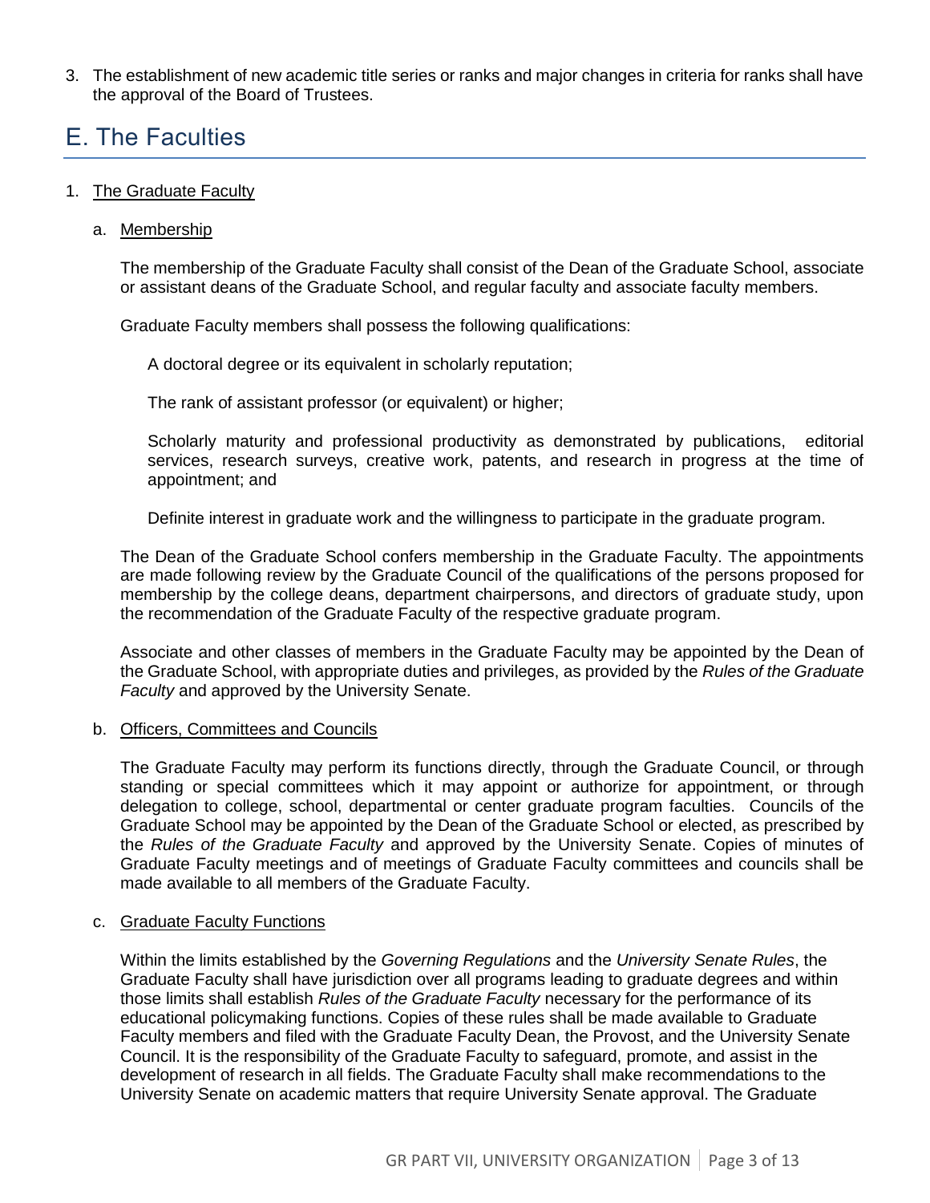3. The establishment of new academic title series or ranks and major changes in criteria for ranks shall have the approval of the Board of Trustees.

## E. The Faculties

1. The Graduate Faculty

   a. Membership

   The membership of the Graduate Faculty shall consist of the Dean of the Graduate School, associate or assistant deans of the Graduate School, and regular faculty and associate faculty members.

   Graduate Faculty members shall possess the following qualifications:

   A doctoral degree or its equivalent in scholarly reputation;

   The rank of assistant professor (or equivalent) or higher;

   Scholarly maturity and professional productivity as demonstrated by publications, editorial services, research surveys, creative work, patents, and research in progress at the time of appointment; and

   Definite interest in graduate work and the willingness to participate in the graduate program.

   The Dean of the Graduate School confers membership in the Graduate Faculty. The appointments are made following review by the Graduate Council of the qualifications of the persons proposed for membership by the college deans, department chairpersons, and directors of graduate study, upon the recommendation of the Graduate Faculty of the respective graduate program.

   Associate and other classes of members in the Graduate Faculty may be appointed by the Dean of the Graduate School, with appropriate duties and privileges, as provided by the *Rules of the Graduate Faculty* and approved by the University Senate.

   b. Officers, Committees and Councils

   The Graduate Faculty may perform its functions directly, through the Graduate Council, or through standing or special committees which it may appoint or authorize for appointment, or through delegation to college, school, departmental or center graduate program faculties. Councils of the Graduate School may be appointed by the Dean of the Graduate School or elected, as prescribed by the *Rules of the Graduate Faculty* and approved by the University Senate. Copies of minutes of Graduate Faculty meetings and of meetings of Graduate Faculty committees and councils shall be made available to all members of the Graduate Faculty.

   c. Graduate Faculty Functions

   Within the limits established by the *Governing Regulations* and the *University Senate Rules*, the Graduate Faculty shall have jurisdiction over all programs leading to graduate degrees and within those limits shall establish *Rules of the Graduate Faculty* necessary for the performance of its educational policymaking functions. Copies of these rules shall be made available to Graduate Faculty members and filed with the Graduate Faculty Dean, the Provost, and the University Senate Council. It is the responsibility of the Graduate Faculty to safeguard, promote, and assist in the development of research in all fields. The Graduate Faculty shall make recommendations to the University Senate on academic matters that require University Senate approval. The Graduate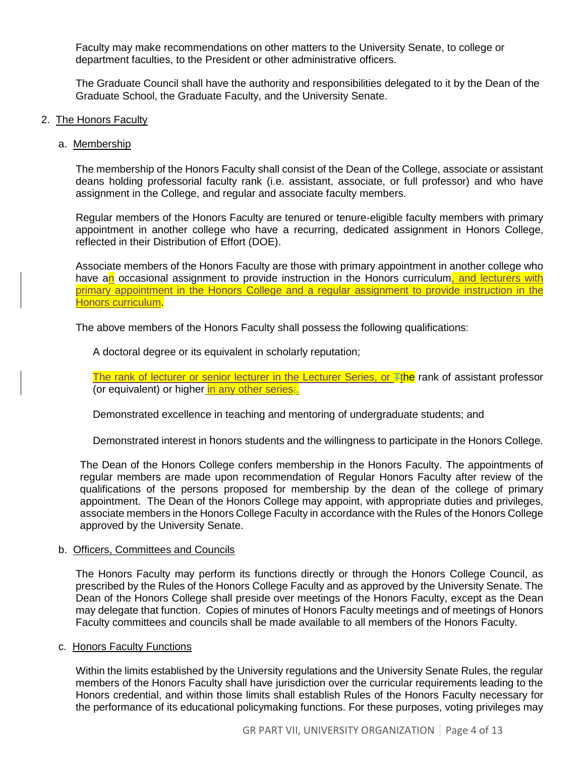Faculty may make recommendations on other matters to the University Senate, to college or department faculties, to the President or other administrative officers.

The Graduate Council shall have the authority and responsibilities delegated to it by the Dean of the Graduate School, the Graduate Faculty, and the University Senate.

2. The Honors Faculty

a. Membership

The membership of the Honors Faculty shall consist of the Dean of the College, associate or assistant deans holding professorial faculty rank (i.e. assistant, associate, or full professor) and who have assignment in the College, and regular and associate faculty members.

Regular members of the Honors Faculty are tenured or tenure-eligible faculty members with primary appointment in another college who have a recurring, dedicated assignment in Honors College, reflected in their Distribution of Effort (DOE).

Associate members of the Honors Faculty are those with primary appointment in another college who have an occasional assignment to provide instruction in the Honors curriculum, and lecturers with primary appointment in the Honors College and a regular assignment to provide instruction in the Honors curriculum.

The above members of the Honors Faculty shall possess the following qualifications:

A doctoral degree or its equivalent in scholarly reputation;

The rank of lecturer or senior lecturer in the Lecturer Series, or Tthe rank of assistant professor (or equivalent) or higher in any other series;.

Demonstrated excellence in teaching and mentoring of undergraduate students; and

Demonstrated interest in honors students and the willingness to participate in the Honors College.

The Dean of the Honors College confers membership in the Honors Faculty. The appointments of regular members are made upon recommendation of Regular Honors Faculty after review of the qualifications of the persons proposed for membership by the dean of the college of primary appointment. The Dean of the Honors College may appoint, with appropriate duties and privileges, associate members in the Honors College Faculty in accordance with the Rules of the Honors College approved by the University Senate.

b. Officers, Committees and Councils

The Honors Faculty may perform its functions directly or through the Honors College Council, as prescribed by the Rules of the Honors College Faculty and as approved by the University Senate. The Dean of the Honors College shall preside over meetings of the Honors Faculty, except as the Dean may delegate that function. Copies of minutes of Honors Faculty meetings and of meetings of Honors Faculty committees and councils shall be made available to all members of the Honors Faculty.

c. Honors Faculty Functions

Within the limits established by the University regulations and the University Senate Rules, the regular members of the Honors Faculty shall have jurisdiction over the curricular requirements leading to the Honors credential, and within those limits shall establish Rules of the Honors Faculty necessary for the performance of its educational policymaking functions. For these purposes, voting privileges may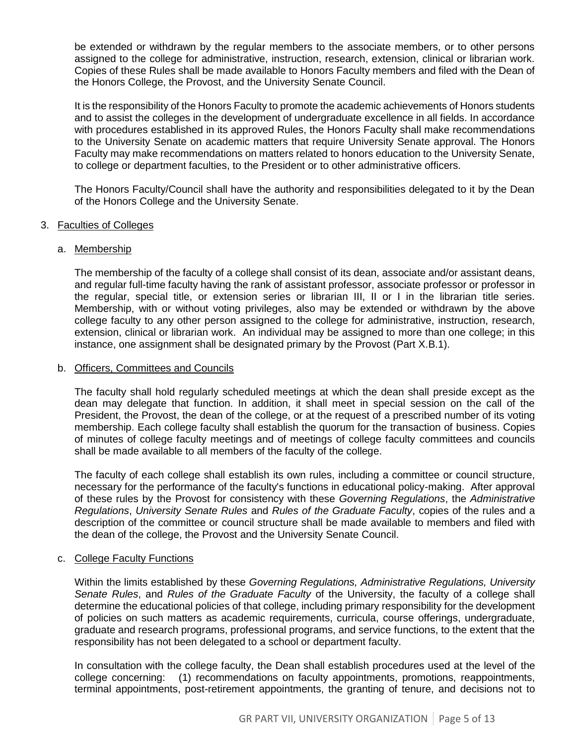be extended or withdrawn by the regular members to the associate members, or to other persons assigned to the college for administrative, instruction, research, extension, clinical or librarian work. Copies of these Rules shall be made available to Honors Faculty members and filed with the Dean of the Honors College, the Provost, and the University Senate Council.

It is the responsibility of the Honors Faculty to promote the academic achievements of Honors students and to assist the colleges in the development of undergraduate excellence in all fields. In accordance with procedures established in its approved Rules, the Honors Faculty shall make recommendations to the University Senate on academic matters that require University Senate approval. The Honors Faculty may make recommendations on matters related to honors education to the University Senate, to college or department faculties, to the President or to other administrative officers.

The Honors Faculty/Council shall have the authority and responsibilities delegated to it by the Dean of the Honors College and the University Senate.

3. Faculties of Colleges

   a. Membership

   The membership of the faculty of a college shall consist of its dean, associate and/or assistant deans, and regular full-time faculty having the rank of assistant professor, associate professor or professor in the regular, special title, or extension series or librarian III, II or I in the librarian title series. Membership, with or without voting privileges, also may be extended or withdrawn by the above college faculty to any other person assigned to the college for administrative, instruction, research, extension, clinical or librarian work. An individual may be assigned to more than one college; in this instance, one assignment shall be designated primary by the Provost (Part X.B.1).

   b. Officers, Committees and Councils

   The faculty shall hold regularly scheduled meetings at which the dean shall preside except as the dean may delegate that function. In addition, it shall meet in special session on the call of the President, the Provost, the dean of the college, or at the request of a prescribed number of its voting membership. Each college faculty shall establish the quorum for the transaction of business. Copies of minutes of college faculty meetings and of meetings of college faculty committees and councils shall be made available to all members of the faculty of the college.

   The faculty of each college shall establish its own rules, including a committee or council structure, necessary for the performance of the faculty's functions in educational policy-making. After approval of these rules by the Provost for consistency with these *Governing Regulations*, the *Administrative Regulations*, *University Senate Rules* and *Rules of the Graduate Faculty*, copies of the rules and a description of the committee or council structure shall be made available to members and filed with the dean of the college, the Provost and the University Senate Council.

   c. College Faculty Functions

   Within the limits established by these *Governing Regulations, Administrative Regulations, University Senate Rules*, and *Rules of the Graduate Faculty* of the University, the faculty of a college shall determine the educational policies of that college, including primary responsibility for the development of policies on such matters as academic requirements, curricula, course offerings, undergraduate, graduate and research programs, professional programs, and service functions, to the extent that the responsibility has not been delegated to a school or department faculty.

   In consultation with the college faculty, the Dean shall establish procedures used at the level of the college concerning: (1) recommendations on faculty appointments, promotions, reappointments, terminal appointments, post-retirement appointments, the granting of tenure, and decisions not to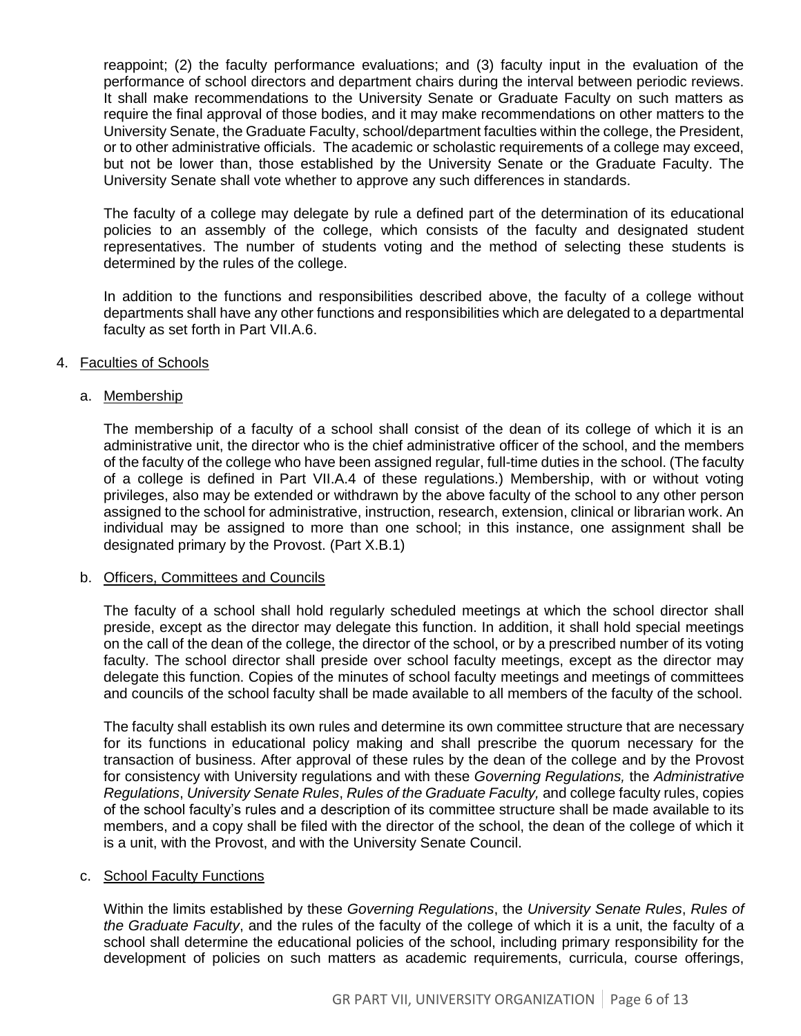reappoint; (2) the faculty performance evaluations; and (3) faculty input in the evaluation of the performance of school directors and department chairs during the interval between periodic reviews. It shall make recommendations to the University Senate or Graduate Faculty on such matters as require the final approval of those bodies, and it may make recommendations on other matters to the University Senate, the Graduate Faculty, school/department faculties within the college, the President, or to other administrative officials. The academic or scholastic requirements of a college may exceed, but not be lower than, those established by the University Senate or the Graduate Faculty. The University Senate shall vote whether to approve any such differences in standards.

The faculty of a college may delegate by rule a defined part of the determination of its educational policies to an assembly of the college, which consists of the faculty and designated student representatives. The number of students voting and the method of selecting these students is determined by the rules of the college.

In addition to the functions and responsibilities described above, the faculty of a college without departments shall have any other functions and responsibilities which are delegated to a departmental faculty as set forth in Part VII.A.6.

4. Faculties of Schools

   a. Membership

   The membership of a faculty of a school shall consist of the dean of its college of which it is an administrative unit, the director who is the chief administrative officer of the school, and the members of the faculty of the college who have been assigned regular, full-time duties in the school. (The faculty of a college is defined in Part VII.A.4 of these regulations.) Membership, with or without voting privileges, also may be extended or withdrawn by the above faculty of the school to any other person assigned to the school for administrative, instruction, research, extension, clinical or librarian work. An individual may be assigned to more than one school; in this instance, one assignment shall be designated primary by the Provost. (Part X.B.1)

   b. Officers, Committees and Councils

   The faculty of a school shall hold regularly scheduled meetings at which the school director shall preside, except as the director may delegate this function. In addition, it shall hold special meetings on the call of the dean of the college, the director of the school, or by a prescribed number of its voting faculty. The school director shall preside over school faculty meetings, except as the director may delegate this function. Copies of the minutes of school faculty meetings and meetings of committees and councils of the school faculty shall be made available to all members of the faculty of the school.

   The faculty shall establish its own rules and determine its own committee structure that are necessary for its functions in educational policy making and shall prescribe the quorum necessary for the transaction of business. After approval of these rules by the dean of the college and by the Provost for consistency with University regulations and with these *Governing Regulations,* the *Administrative Regulations*, *University Senate Rules*, *Rules of the Graduate Faculty,* and college faculty rules, copies of the school faculty's rules and a description of its committee structure shall be made available to its members, and a copy shall be filed with the director of the school, the dean of the college of which it is a unit, with the Provost, and with the University Senate Council.

   c. School Faculty Functions

   Within the limits established by these *Governing Regulations*, the *University Senate Rules*, *Rules of the Graduate Faculty*, and the rules of the faculty of the college of which it is a unit, the faculty of a school shall determine the educational policies of the school, including primary responsibility for the development of policies on such matters as academic requirements, curricula, course offerings,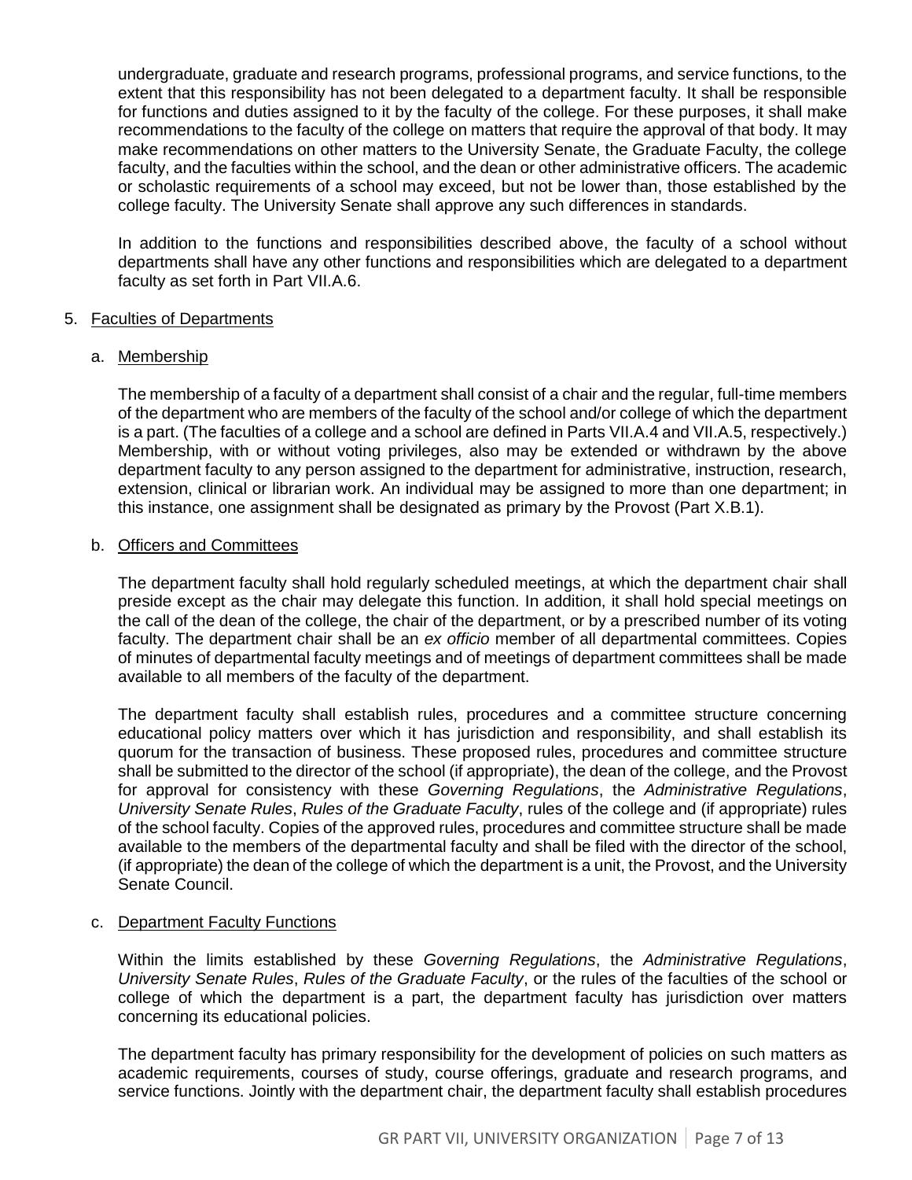undergraduate, graduate and research programs, professional programs, and service functions, to the extent that this responsibility has not been delegated to a department faculty. It shall be responsible for functions and duties assigned to it by the faculty of the college. For these purposes, it shall make recommendations to the faculty of the college on matters that require the approval of that body. It may make recommendations on other matters to the University Senate, the Graduate Faculty, the college faculty, and the faculties within the school, and the dean or other administrative officers. The academic or scholastic requirements of a school may exceed, but not be lower than, those established by the college faculty. The University Senate shall approve any such differences in standards.

In addition to the functions and responsibilities described above, the faculty of a school without departments shall have any other functions and responsibilities which are delegated to a department faculty as set forth in Part VII.A.6.

5. <u>Faculties of Departments</u>

a. <u>Membership</u>

The membership of a faculty of a department shall consist of a chair and the regular, full-time members of the department who are members of the faculty of the school and/or college of which the department is a part. (The faculties of a college and a school are defined in Parts VII.A.4 and VII.A.5, respectively.) Membership, with or without voting privileges, also may be extended or withdrawn by the above department faculty to any person assigned to the department for administrative, instruction, research, extension, clinical or librarian work. An individual may be assigned to more than one department; in this instance, one assignment shall be designated as primary by the Provost (Part X.B.1).

b. <u>Officers and Committees</u>

The department faculty shall hold regularly scheduled meetings, at which the department chair shall preside except as the chair may delegate this function. In addition, it shall hold special meetings on the call of the dean of the college, the chair of the department, or by a prescribed number of its voting faculty. The department chair shall be an *ex officio* member of all departmental committees. Copies of minutes of departmental faculty meetings and of meetings of department committees shall be made available to all members of the faculty of the department.

The department faculty shall establish rules, procedures and a committee structure concerning educational policy matters over which it has jurisdiction and responsibility, and shall establish its quorum for the transaction of business. These proposed rules, procedures and committee structure shall be submitted to the director of the school (if appropriate), the dean of the college, and the Provost for approval for consistency with these *Governing Regulations*, the *Administrative Regulations*, *University Senate Rules*, *Rules of the Graduate Faculty*, rules of the college and (if appropriate) rules of the school faculty. Copies of the approved rules, procedures and committee structure shall be made available to the members of the departmental faculty and shall be filed with the director of the school, (if appropriate) the dean of the college of which the department is a unit, the Provost, and the University Senate Council.

c. <u>Department Faculty Functions</u>

Within the limits established by these *Governing Regulations*, the *Administrative Regulations*, *University Senate Rules*, *Rules of the Graduate Faculty*, or the rules of the faculties of the school or college of which the department is a part, the department faculty has jurisdiction over matters concerning its educational policies.

The department faculty has primary responsibility for the development of policies on such matters as academic requirements, courses of study, course offerings, graduate and research programs, and service functions. Jointly with the department chair, the department faculty shall establish procedures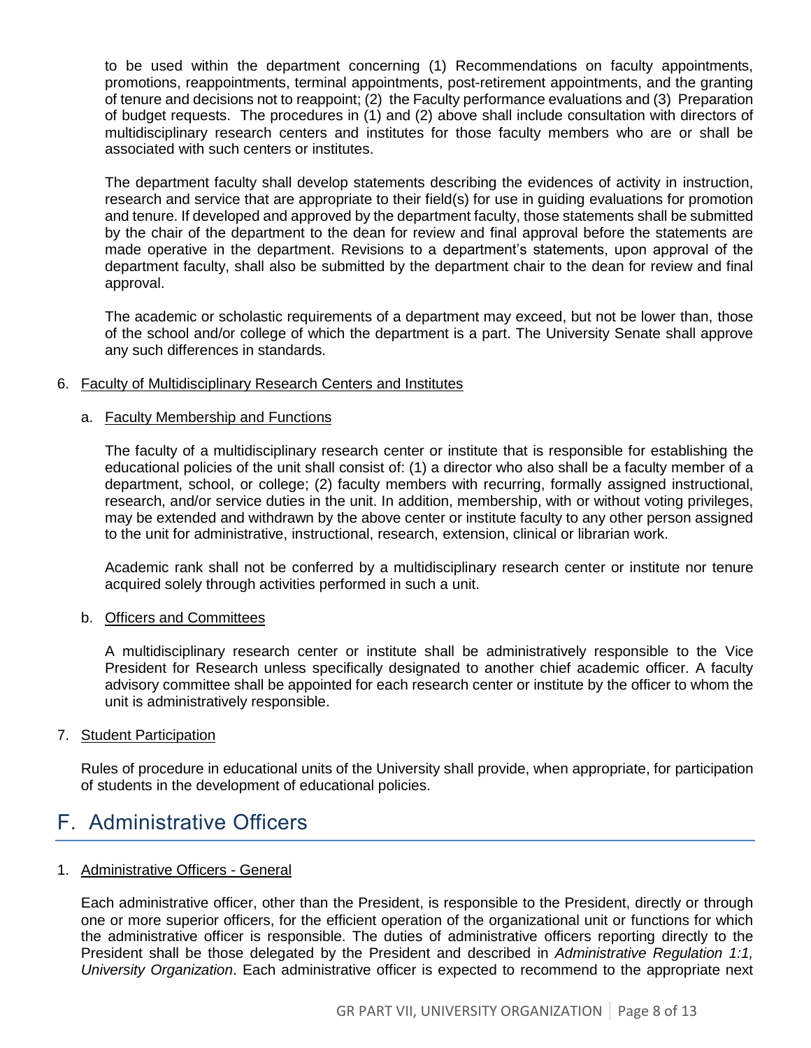to be used within the department concerning (1) Recommendations on faculty appointments, promotions, reappointments, terminal appointments, post-retirement appointments, and the granting of tenure and decisions not to reappoint; (2) the Faculty performance evaluations and (3) Preparation of budget requests. The procedures in (1) and (2) above shall include consultation with directors of multidisciplinary research centers and institutes for those faculty members who are or shall be associated with such centers or institutes.

The department faculty shall develop statements describing the evidences of activity in instruction, research and service that are appropriate to their field(s) for use in guiding evaluations for promotion and tenure. If developed and approved by the department faculty, those statements shall be submitted by the chair of the department to the dean for review and final approval before the statements are made operative in the department. Revisions to a department's statements, upon approval of the department faculty, shall also be submitted by the department chair to the dean for review and final approval.

The academic or scholastic requirements of a department may exceed, but not be lower than, those of the school and/or college of which the department is a part. The University Senate shall approve any such differences in standards.

6. Faculty of Multidisciplinary Research Centers and Institutes

   a. Faculty Membership and Functions

   The faculty of a multidisciplinary research center or institute that is responsible for establishing the educational policies of the unit shall consist of: (1) a director who also shall be a faculty member of a department, school, or college; (2) faculty members with recurring, formally assigned instructional, research, and/or service duties in the unit. In addition, membership, with or without voting privileges, may be extended and withdrawn by the above center or institute faculty to any other person assigned to the unit for administrative, instructional, research, extension, clinical or librarian work.

   Academic rank shall not be conferred by a multidisciplinary research center or institute nor tenure acquired solely through activities performed in such a unit.

   b. Officers and Committees

   A multidisciplinary research center or institute shall be administratively responsible to the Vice President for Research unless specifically designated to another chief academic officer. A faculty advisory committee shall be appointed for each research center or institute by the officer to whom the unit is administratively responsible.

7. Student Participation

Rules of procedure in educational units of the University shall provide, when appropriate, for participation of students in the development of educational policies.

## F. Administrative Officers

1. Administrative Officers - General

Each administrative officer, other than the President, is responsible to the President, directly or through one or more superior officers, for the efficient operation of the organizational unit or functions for which the administrative officer is responsible. The duties of administrative officers reporting directly to the President shall be those delegated by the President and described in *Administrative Regulation 1:1, University Organization*. Each administrative officer is expected to recommend to the appropriate next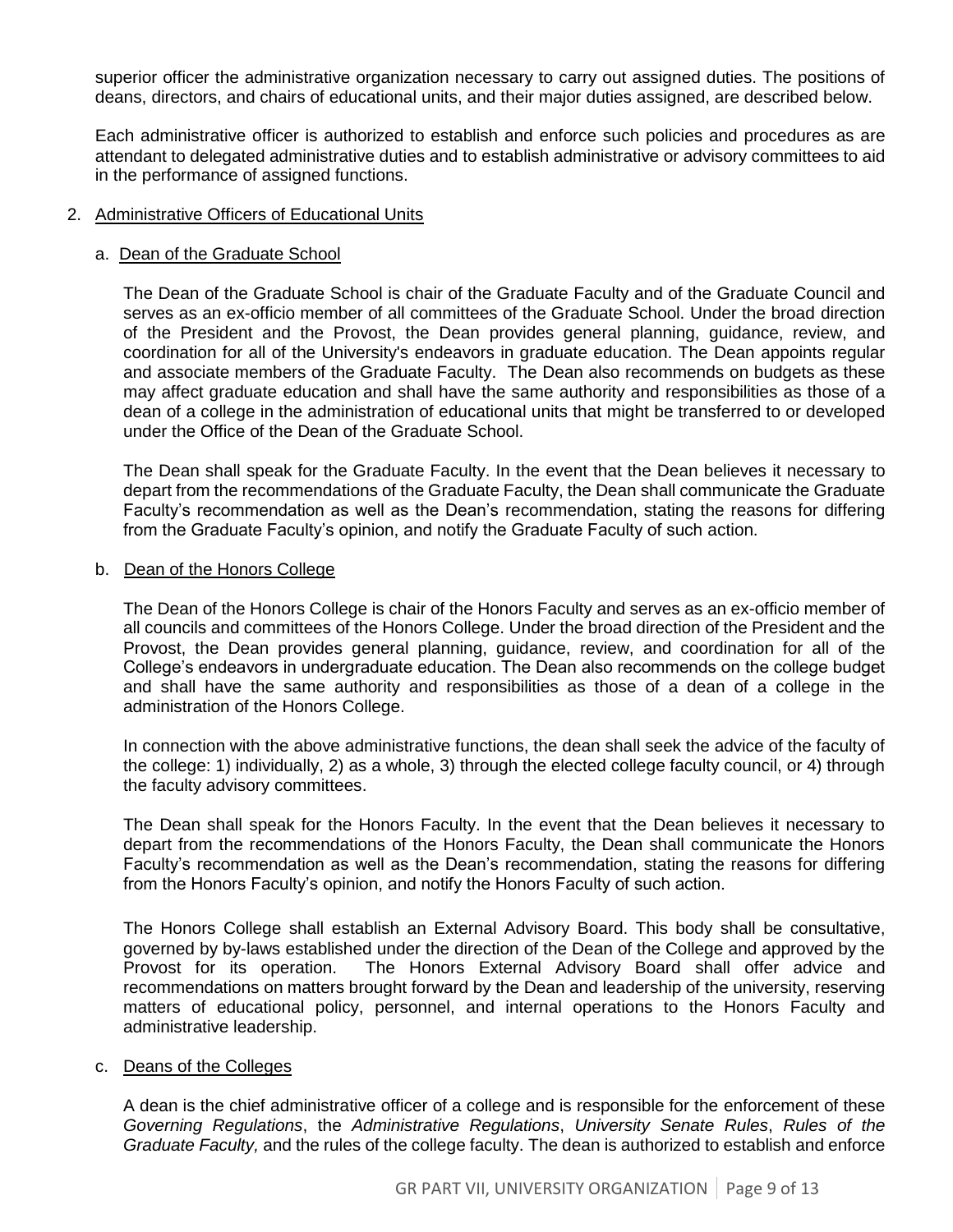superior officer the administrative organization necessary to carry out assigned duties. The positions of deans, directors, and chairs of educational units, and their major duties assigned, are described below.

Each administrative officer is authorized to establish and enforce such policies and procedures as are attendant to delegated administrative duties and to establish administrative or advisory committees to aid in the performance of assigned functions.

2. Administrative Officers of Educational Units

   a. Dean of the Graduate School

   The Dean of the Graduate School is chair of the Graduate Faculty and of the Graduate Council and serves as an ex-officio member of all committees of the Graduate School. Under the broad direction of the President and the Provost, the Dean provides general planning, guidance, review, and coordination for all of the University's endeavors in graduate education. The Dean appoints regular and associate members of the Graduate Faculty. The Dean also recommends on budgets as these may affect graduate education and shall have the same authority and responsibilities as those of a dean of a college in the administration of educational units that might be transferred to or developed under the Office of the Dean of the Graduate School.

   The Dean shall speak for the Graduate Faculty. In the event that the Dean believes it necessary to depart from the recommendations of the Graduate Faculty, the Dean shall communicate the Graduate Faculty's recommendation as well as the Dean's recommendation, stating the reasons for differing from the Graduate Faculty's opinion, and notify the Graduate Faculty of such action.

   b. Dean of the Honors College

   The Dean of the Honors College is chair of the Honors Faculty and serves as an ex-officio member of all councils and committees of the Honors College. Under the broad direction of the President and the Provost, the Dean provides general planning, guidance, review, and coordination for all of the College's endeavors in undergraduate education. The Dean also recommends on the college budget and shall have the same authority and responsibilities as those of a dean of a college in the administration of the Honors College.

   In connection with the above administrative functions, the dean shall seek the advice of the faculty of the college: 1) individually, 2) as a whole, 3) through the elected college faculty council, or 4) through the faculty advisory committees.

   The Dean shall speak for the Honors Faculty. In the event that the Dean believes it necessary to depart from the recommendations of the Honors Faculty, the Dean shall communicate the Honors Faculty's recommendation as well as the Dean's recommendation, stating the reasons for differing from the Honors Faculty's opinion, and notify the Honors Faculty of such action.

   The Honors College shall establish an External Advisory Board. This body shall be consultative, governed by by-laws established under the direction of the Dean of the College and approved by the Provost for its operation. The Honors External Advisory Board shall offer advice and recommendations on matters brought forward by the Dean and leadership of the university, reserving matters of educational policy, personnel, and internal operations to the Honors Faculty and administrative leadership.

   c. Deans of the Colleges

   A dean is the chief administrative officer of a college and is responsible for the enforcement of these *Governing Regulations*, the *Administrative Regulations*, *University Senate Rules*, *Rules of the Graduate Faculty,* and the rules of the college faculty. The dean is authorized to establish and enforce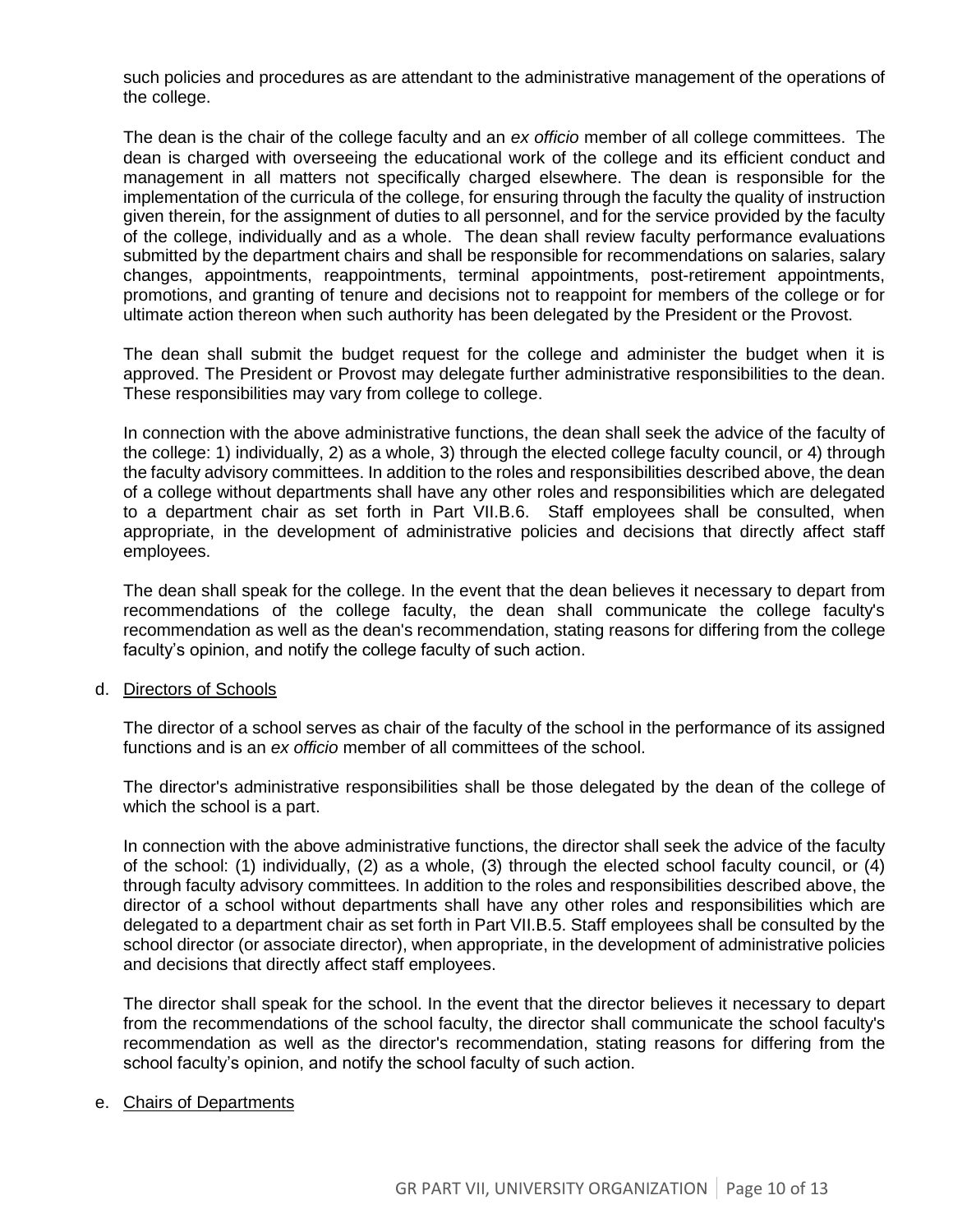such policies and procedures as are attendant to the administrative management of the operations of the college.

The dean is the chair of the college faculty and an *ex officio* member of all college committees. The dean is charged with overseeing the educational work of the college and its efficient conduct and management in all matters not specifically charged elsewhere. The dean is responsible for the implementation of the curricula of the college, for ensuring through the faculty the quality of instruction given therein, for the assignment of duties to all personnel, and for the service provided by the faculty of the college, individually and as a whole. The dean shall review faculty performance evaluations submitted by the department chairs and shall be responsible for recommendations on salaries, salary changes, appointments, reappointments, terminal appointments, post-retirement appointments, promotions, and granting of tenure and decisions not to reappoint for members of the college or for ultimate action thereon when such authority has been delegated by the President or the Provost.

The dean shall submit the budget request for the college and administer the budget when it is approved. The President or Provost may delegate further administrative responsibilities to the dean. These responsibilities may vary from college to college.

In connection with the above administrative functions, the dean shall seek the advice of the faculty of the college: 1) individually, 2) as a whole, 3) through the elected college faculty council, or 4) through the faculty advisory committees. In addition to the roles and responsibilities described above, the dean of a college without departments shall have any other roles and responsibilities which are delegated to a department chair as set forth in Part VII.B.6. Staff employees shall be consulted, when appropriate, in the development of administrative policies and decisions that directly affect staff employees.

The dean shall speak for the college. In the event that the dean believes it necessary to depart from recommendations of the college faculty, the dean shall communicate the college faculty's recommendation as well as the dean's recommendation, stating reasons for differing from the college faculty's opinion, and notify the college faculty of such action.

d. Directors of Schools

The director of a school serves as chair of the faculty of the school in the performance of its assigned functions and is an *ex officio* member of all committees of the school.

The director's administrative responsibilities shall be those delegated by the dean of the college of which the school is a part.

In connection with the above administrative functions, the director shall seek the advice of the faculty of the school: (1) individually, (2) as a whole, (3) through the elected school faculty council, or (4) through faculty advisory committees. In addition to the roles and responsibilities described above, the director of a school without departments shall have any other roles and responsibilities which are delegated to a department chair as set forth in Part VII.B.5. Staff employees shall be consulted by the school director (or associate director), when appropriate, in the development of administrative policies and decisions that directly affect staff employees.

The director shall speak for the school. In the event that the director believes it necessary to depart from the recommendations of the school faculty, the director shall communicate the school faculty's recommendation as well as the director's recommendation, stating reasons for differing from the school faculty's opinion, and notify the school faculty of such action.

e. Chairs of Departments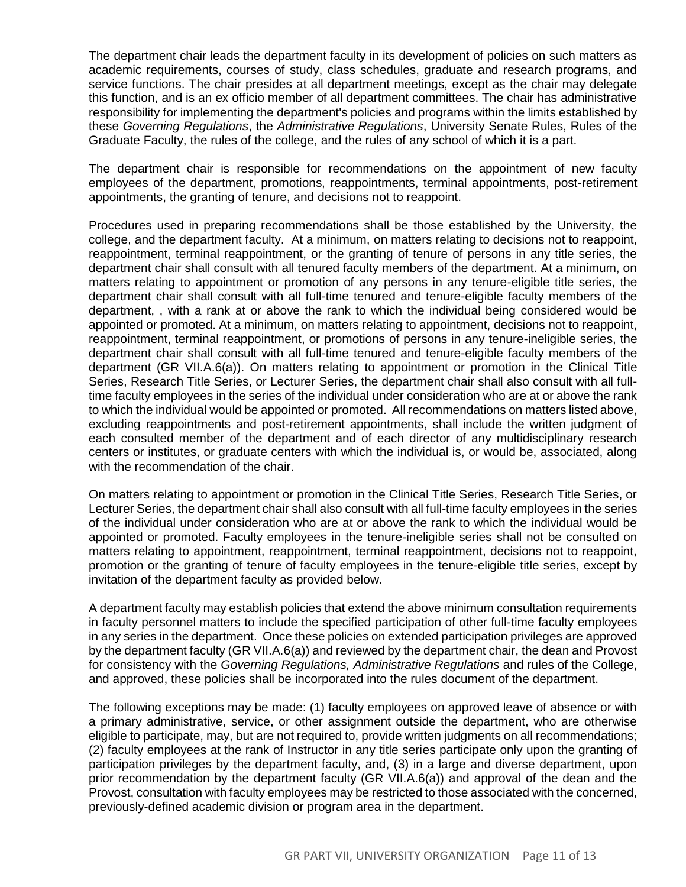The department chair leads the department faculty in its development of policies on such matters as academic requirements, courses of study, class schedules, graduate and research programs, and service functions. The chair presides at all department meetings, except as the chair may delegate this function, and is an ex officio member of all department committees. The chair has administrative responsibility for implementing the department's policies and programs within the limits established by these *Governing Regulations*, the *Administrative Regulations*, University Senate Rules, Rules of the Graduate Faculty, the rules of the college, and the rules of any school of which it is a part.

The department chair is responsible for recommendations on the appointment of new faculty employees of the department, promotions, reappointments, terminal appointments, post-retirement appointments, the granting of tenure, and decisions not to reappoint.

Procedures used in preparing recommendations shall be those established by the University, the college, and the department faculty. At a minimum, on matters relating to decisions not to reappoint, reappointment, terminal reappointment, or the granting of tenure of persons in any title series, the department chair shall consult with all tenured faculty members of the department. At a minimum, on matters relating to appointment or promotion of any persons in any tenure-eligible title series, the department chair shall consult with all full-time tenured and tenure-eligible faculty members of the department, , with a rank at or above the rank to which the individual being considered would be appointed or promoted. At a minimum, on matters relating to appointment, decisions not to reappoint, reappointment, terminal reappointment, or promotions of persons in any tenure-ineligible series, the department chair shall consult with all full-time tenured and tenure-eligible faculty members of the department (GR VII.A.6(a)). On matters relating to appointment or promotion in the Clinical Title Series, Research Title Series, or Lecturer Series, the department chair shall also consult with all full-time faculty employees in the series of the individual under consideration who are at or above the rank to which the individual would be appointed or promoted. All recommendations on matters listed above, excluding reappointments and post-retirement appointments, shall include the written judgment of each consulted member of the department and of each director of any multidisciplinary research centers or institutes, or graduate centers with which the individual is, or would be, associated, along with the recommendation of the chair.

On matters relating to appointment or promotion in the Clinical Title Series, Research Title Series, or Lecturer Series, the department chair shall also consult with all full-time faculty employees in the series of the individual under consideration who are at or above the rank to which the individual would be appointed or promoted. Faculty employees in the tenure-ineligible series shall not be consulted on matters relating to appointment, reappointment, terminal reappointment, decisions not to reappoint, promotion or the granting of tenure of faculty employees in the tenure-eligible title series, except by invitation of the department faculty as provided below.

A department faculty may establish policies that extend the above minimum consultation requirements in faculty personnel matters to include the specified participation of other full-time faculty employees in any series in the department. Once these policies on extended participation privileges are approved by the department faculty (GR VII.A.6(a)) and reviewed by the department chair, the dean and Provost for consistency with the *Governing Regulations, Administrative Regulations* and rules of the College, and approved, these policies shall be incorporated into the rules document of the department.

The following exceptions may be made: (1) faculty employees on approved leave of absence or with a primary administrative, service, or other assignment outside the department, who are otherwise eligible to participate, may, but are not required to, provide written judgments on all recommendations; (2) faculty employees at the rank of Instructor in any title series participate only upon the granting of participation privileges by the department faculty, and, (3) in a large and diverse department, upon prior recommendation by the department faculty (GR VII.A.6(a)) and approval of the dean and the Provost, consultation with faculty employees may be restricted to those associated with the concerned, previously-defined academic division or program area in the department.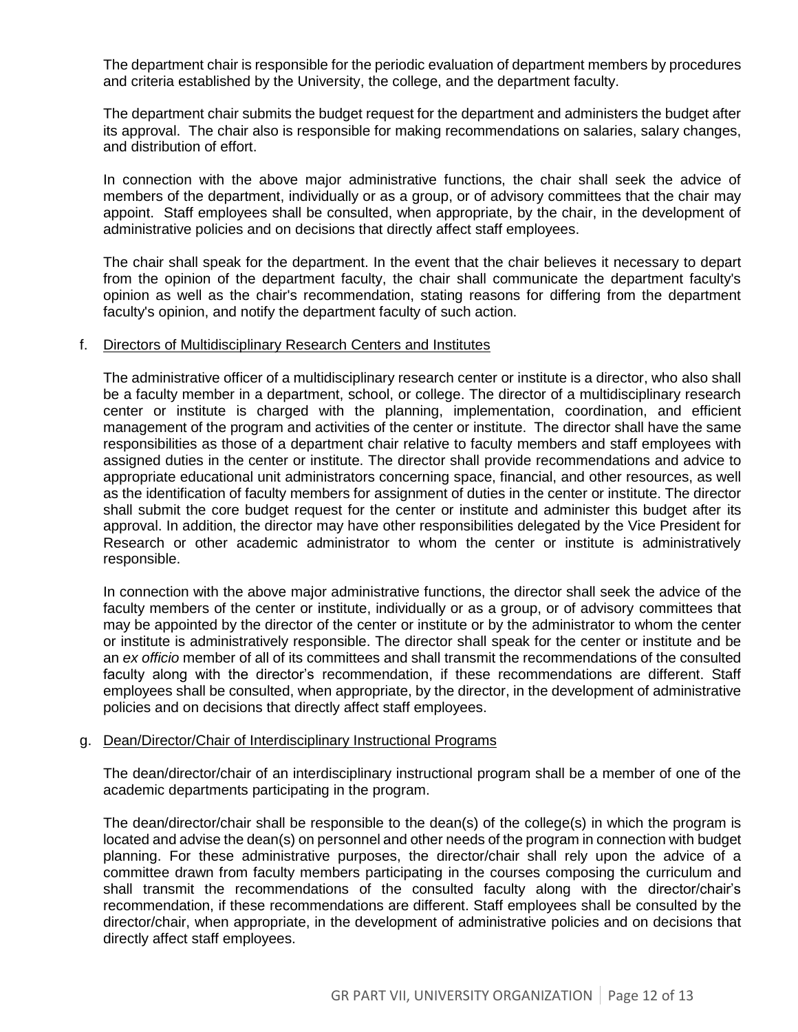The department chair is responsible for the periodic evaluation of department members by procedures and criteria established by the University, the college, and the department faculty.

The department chair submits the budget request for the department and administers the budget after its approval. The chair also is responsible for making recommendations on salaries, salary changes, and distribution of effort.

In connection with the above major administrative functions, the chair shall seek the advice of members of the department, individually or as a group, or of advisory committees that the chair may appoint. Staff employees shall be consulted, when appropriate, by the chair, in the development of administrative policies and on decisions that directly affect staff employees.

The chair shall speak for the department. In the event that the chair believes it necessary to depart from the opinion of the department faculty, the chair shall communicate the department faculty's opinion as well as the chair's recommendation, stating reasons for differing from the department faculty's opinion, and notify the department faculty of such action.

f. Directors of Multidisciplinary Research Centers and Institutes

The administrative officer of a multidisciplinary research center or institute is a director, who also shall be a faculty member in a department, school, or college. The director of a multidisciplinary research center or institute is charged with the planning, implementation, coordination, and efficient management of the program and activities of the center or institute. The director shall have the same responsibilities as those of a department chair relative to faculty members and staff employees with assigned duties in the center or institute. The director shall provide recommendations and advice to appropriate educational unit administrators concerning space, financial, and other resources, as well as the identification of faculty members for assignment of duties in the center or institute. The director shall submit the core budget request for the center or institute and administer this budget after its approval. In addition, the director may have other responsibilities delegated by the Vice President for Research or other academic administrator to whom the center or institute is administratively responsible.

In connection with the above major administrative functions, the director shall seek the advice of the faculty members of the center or institute, individually or as a group, or of advisory committees that may be appointed by the director of the center or institute or by the administrator to whom the center or institute is administratively responsible. The director shall speak for the center or institute and be an *ex officio* member of all of its committees and shall transmit the recommendations of the consulted faculty along with the director's recommendation, if these recommendations are different. Staff employees shall be consulted, when appropriate, by the director, in the development of administrative policies and on decisions that directly affect staff employees.

g. Dean/Director/Chair of Interdisciplinary Instructional Programs

The dean/director/chair of an interdisciplinary instructional program shall be a member of one of the academic departments participating in the program.

The dean/director/chair shall be responsible to the dean(s) of the college(s) in which the program is located and advise the dean(s) on personnel and other needs of the program in connection with budget planning. For these administrative purposes, the director/chair shall rely upon the advice of a committee drawn from faculty members participating in the courses composing the curriculum and shall transmit the recommendations of the consulted faculty along with the director/chair's recommendation, if these recommendations are different. Staff employees shall be consulted by the director/chair, when appropriate, in the development of administrative policies and on decisions that directly affect staff employees.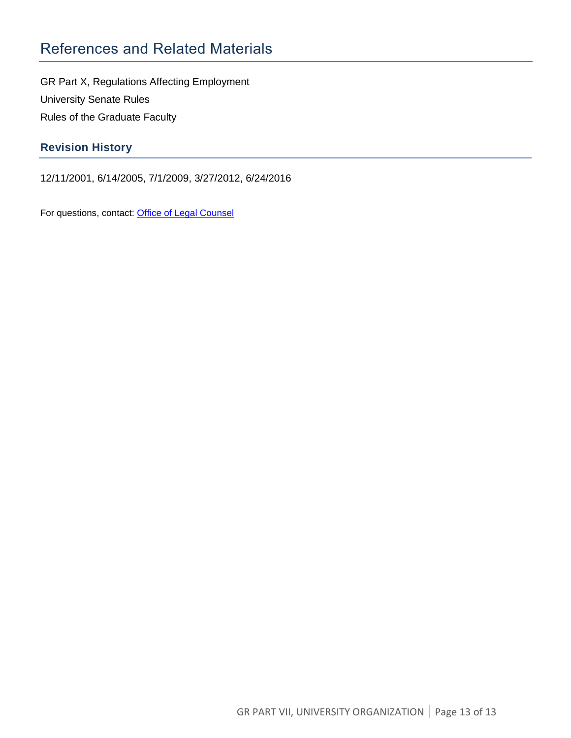# References and Related Materials

GR Part X, Regulations Affecting Employment

University Senate Rules

Rules of the Graduate Faculty

## Revision History

12/11/2001, 6/14/2005, 7/1/2009, 3/27/2012, 6/24/2016

For questions, contact: [Office of Legal Counsel]